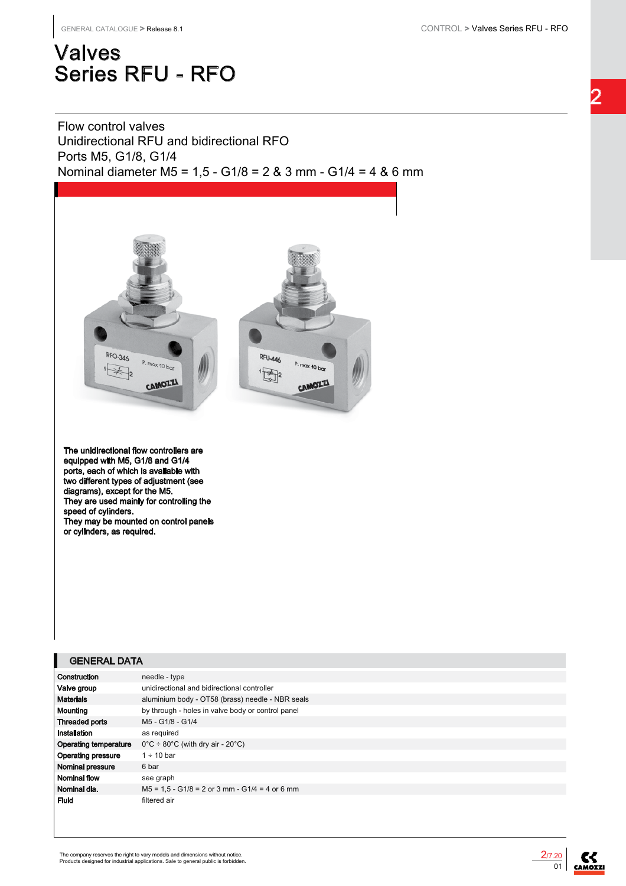# Valves
# Series RFU - RFO

Flow control valves
Unidirectional RFU and bidirectional RFO
Ports M5, G1/8, G1/4
Nominal diameter M5 = 1,5 - G1/8 = 2 & 3 mm - G1/4 = 4 & 6 mm

**The unidirectional flow controllers are equipped with M5, G1/8 and G1/4 ports, each of which is available with two different types of adjustment (see diagrams), except for the M5.**
**They are used mainly for controlling the speed of cylinders.**
**They may be mounted on control panels or cylinders, as required.**

## GENERAL DATA

| | |
|---|---|
| **Construction** | needle - type |
| **Valve group** | unidirectional and bidirectional controller |
| **Materials** | aluminium body - OT58 (brass) needle - NBR seals |
| **Mounting** | by through - holes in valve body or control panel |
| **Threaded ports** | M5 - G1/8 - G1/4 |
| **Installation** | as required |
| **Operating temperature** | 0°C ÷ 80°C (with dry air - 20°C) |
| **Operating pressure** | 1 ÷ 10 bar |
| **Nominal pressure** | 6 bar |
| **Nominal flow** | see graph |
| **Nominal dia.** | M5 = 1,5 - G1/8 = 2 or 3 mm - G1/4 = 4 or 6 mm |
| **Fluid** | filtered air |

The company reserves the right to vary models and dimensions without notice.
Products designed for industrial applications. Sale to general public is forbidden.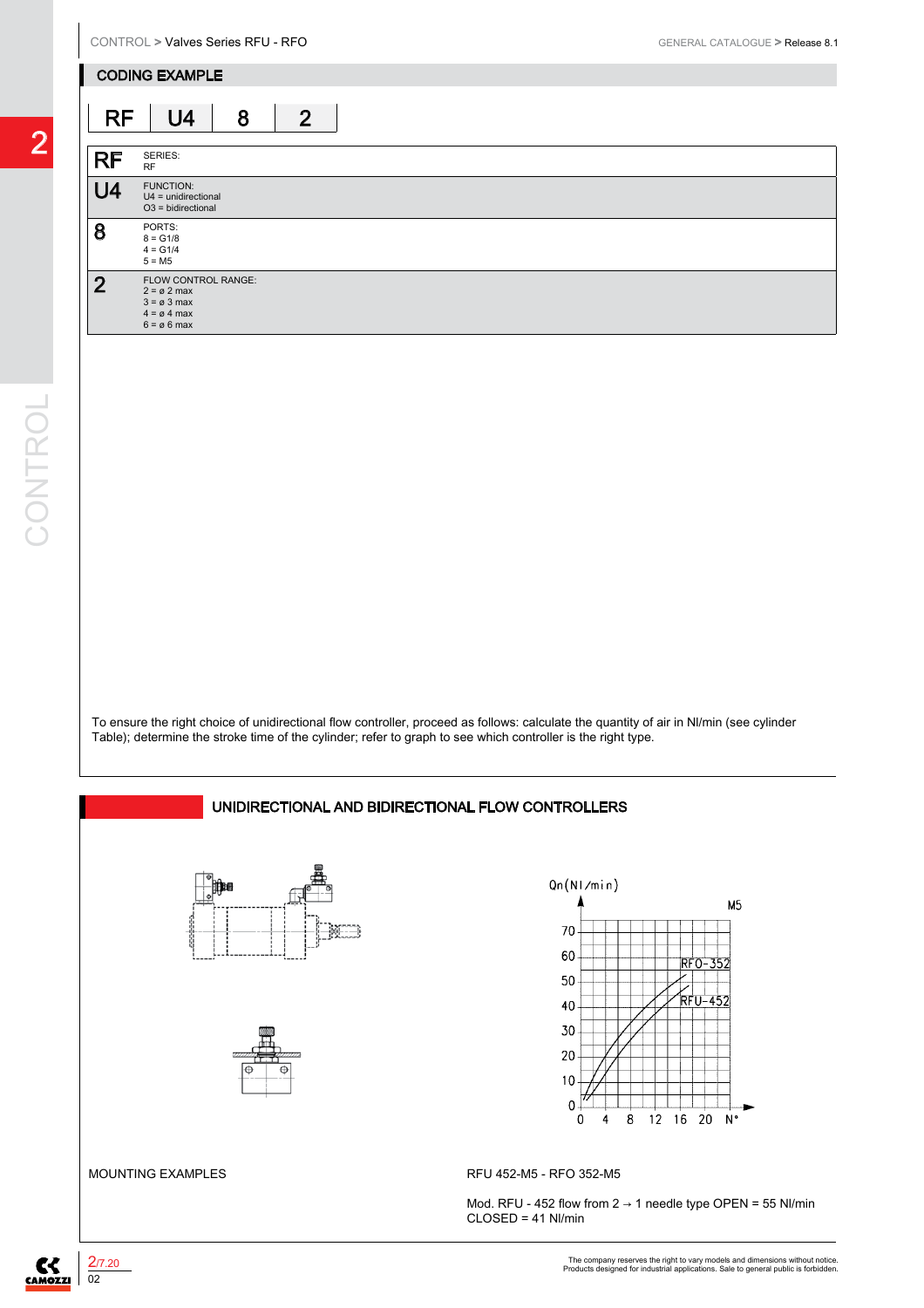## CODING EXAMPLE

| RF | U4 | 8 | 2 |
|---|---|---|---|

| | |
|---|---|
| **RF** | SERIES:<br>RF |
| **U4** | FUNCTION:<br>U4 = unidirectional<br>O3 = bidirectional |
| **8** | PORTS:<br>8 = G1/8<br>4 = G1/4<br>5 = M5 |
| **2** | FLOW CONTROL RANGE:<br>2 = ø 2 max<br>3 = ø 3 max<br>4 = ø 4 max<br>6 = ø 6 max |

To ensure the right choice of unidirectional flow controller, proceed as follows: calculate the quantity of air in Nl/min (see cylinder Table); determine the stroke time of the cylinder; refer to graph to see which controller is the right type.

## UNIDIRECTIONAL AND BIDIRECTIONAL FLOW CONTROLLERS

MOUNTING EXAMPLES

Qn(Nl/min)

M5

RFO-352

RFU-452

N°

RFU 452-M5 - RFO 352-M5

Mod. RFU - 452 flow from 2 → 1 needle type OPEN = 55 Nl/min
CLOSED = 41 Nl/min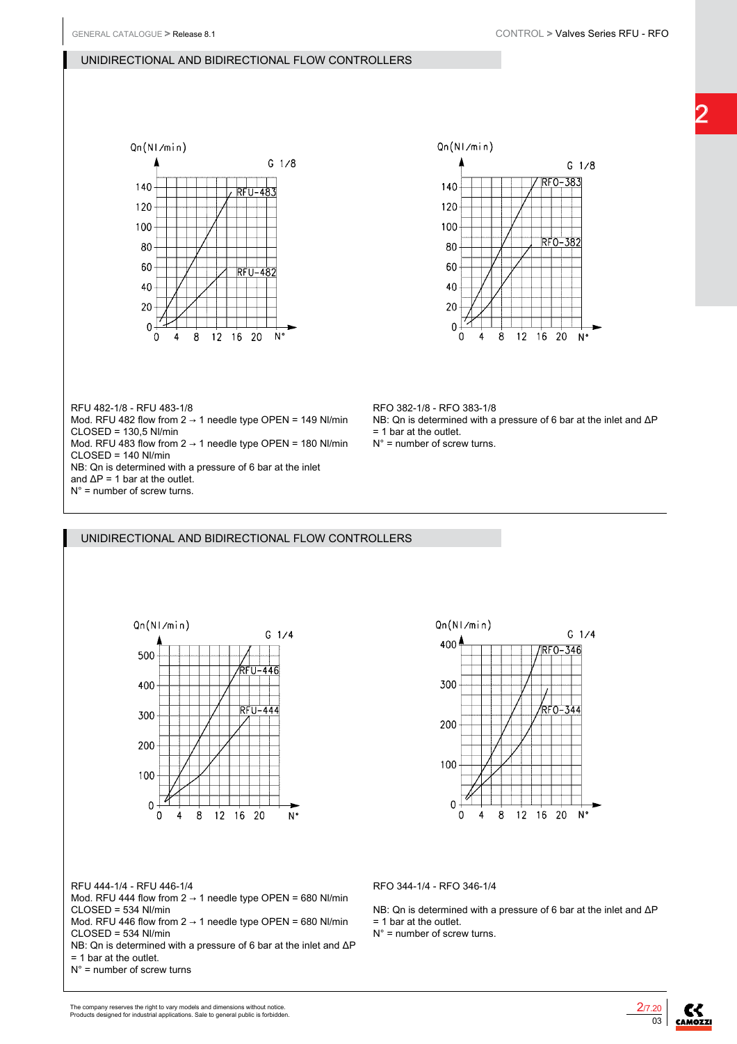## UNIDIRECTIONAL AND BIDIRECTIONAL FLOW CONTROLLERS

RFU 482-1/8 - RFU 483-1/8

Mod. RFU 482 flow from 2 → 1 needle type OPEN = 149 Nl/min
CLOSED = 130,5 Nl/min
Mod. RFU 483 flow from 2 → 1 needle type OPEN = 180 Nl/min
CLOSED = 140 Nl/min
NB: Qn is determined with a pressure of 6 bar at the inlet and ΔP = 1 bar at the outlet.
N° = number of screw turns.

RFO 382-1/8 - RFO 383-1/8

NB: Qn is determined with a pressure of 6 bar at the inlet and ΔP = 1 bar at the outlet.
N° = number of screw turns.

## UNIDIRECTIONAL AND BIDIRECTIONAL FLOW CONTROLLERS

RFU 444-1/4 - RFU 446-1/4

Mod. RFU 444 flow from 2 → 1 needle type OPEN = 680 Nl/min
CLOSED = 534 Nl/min
Mod. RFU 446 flow from 2 → 1 needle type OPEN = 680 Nl/min
CLOSED = 534 Nl/min
NB: Qn is determined with a pressure of 6 bar at the inlet and ΔP = 1 bar at the outlet.
N° = number of screw turns

RFO 344-1/4 - RFO 346-1/4

NB: Qn is determined with a pressure of 6 bar at the inlet and ΔP = 1 bar at the outlet.
N° = number of screw turns.

The company reserves the right to vary models and dimensions without notice.
Products designed for industrial applications. Sale to general public is forbidden.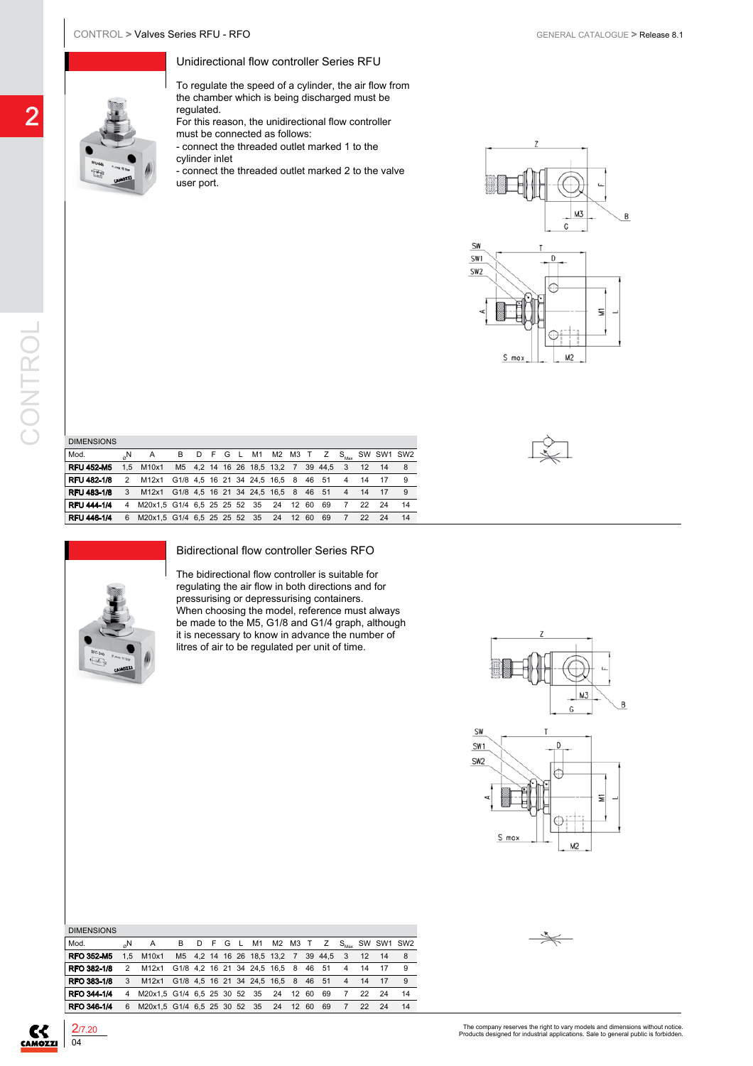## Unidirectional flow controller Series RFU

To regulate the speed of a cylinder, the air flow from the chamber which is being discharged must be regulated.
For this reason, the unidirectional flow controller must be connected as follows:
- connect the threaded outlet marked 1 to the cylinder inlet
- connect the threaded outlet marked 2 to the valve user port.

DIMENSIONS

| Mod. | ⌀N | A | B | D | F | G | L | M1 | M2 | M3 | T | Z | $S_{Max}$ | SW | SW1 | SW2 |
|---|---|---|---|---|---|---|---|---|---|---|---|---|---|---|---|---|
| **RFU 452-M5** | 1,5 | M10x1 | M5 | 4,2 | 14 | 16 | 26 | 18,5 | 13,2 | 7 | 39 | 44,5 | 3 | 12 | 14 | 8 |
| **RFU 482-1/8** | 2 | M12x1 | G1/8 | 4,5 | 16 | 21 | 34 | 24,5 | 16,5 | 8 | 46 | 51 | 4 | 14 | 17 | 9 |
| **RFU 483-1/8** | 3 | M12x1 | G1/8 | 4,5 | 16 | 21 | 34 | 24,5 | 16,5 | 8 | 46 | 51 | 4 | 14 | 17 | 9 |
| **RFU 444-1/4** | 4 | M20x1,5 | G1/4 | 6,5 | 25 | 25 | 52 | 35 | 24 | 12 | 60 | 69 | 7 | 22 | 24 | 14 |
| **RFU 446-1/4** | 6 | M20x1,5 | G1/4 | 6,5 | 25 | 25 | 52 | 35 | 24 | 12 | 60 | 69 | 7 | 22 | 24 | 14 |

## Bidirectional flow controller Series RFO

The bidirectional flow controller is suitable for regulating the air flow in both directions and for pressurising or depressurising containers.
When choosing the model, reference must always be made to the M5, G1/8 and G1/4 graph, although it is necessary to know in advance the number of litres of air to be regulated per unit of time.

DIMENSIONS

| Mod. | ⌀N | A | B | D | F | G | L | M1 | M2 | M3 | T | Z | $S_{Max}$ | SW | SW1 | SW2 |
|---|---|---|---|---|---|---|---|---|---|---|---|---|---|---|---|---|
| **RFO 352-M5** | 1,5 | M10x1 | M5 | 4,2 | 14 | 16 | 26 | 18,5 | 13,2 | 7 | 39 | 44,5 | 3 | 12 | 14 | 8 |
| **RFO 382-1/8** | 2 | M12x1 | G1/8 | 4,2 | 16 | 21 | 34 | 24,5 | 16,5 | 8 | 46 | 51 | 4 | 14 | 17 | 9 |
| **RFO 383-1/8** | 3 | M12x1 | G1/8 | 4,5 | 16 | 21 | 34 | 24,5 | 16,5 | 8 | 46 | 51 | 4 | 14 | 17 | 9 |
| **RFO 344-1/4** | 4 | M20x1,5 | G1/4 | 6,5 | 25 | 30 | 52 | 35 | 24 | 12 | 60 | 69 | 7 | 22 | 24 | 14 |
| **RFO 346-1/4** | 6 | M20x1,5 | G1/4 | 6,5 | 25 | 30 | 52 | 35 | 24 | 12 | 60 | 69 | 7 | 22 | 24 | 14 |

The company reserves the right to vary models and dimensions without notice.
Products designed for industrial applications. Sale to general public is forbidden.